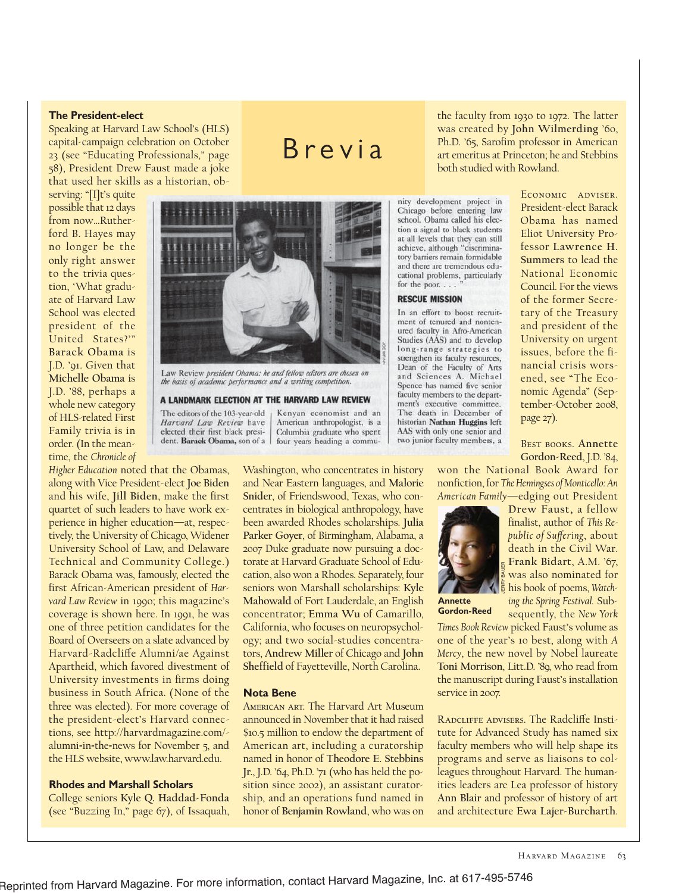# Brevia

### The President-elect

Speaking at Harvard Law School's (HLS) capital-campaign celebration on October 23 (see "Educating Professionals," page 58), President Drew Faust made a joke that used her skills as a historian, observing: "[I]t's quite possible that 12 days from now…Rutherford B. Hayes may no longer be the only right answer to the trivia question, 'What graduate of Harvard Law School was elected president of the United States?'" **Barack Obama** is J.D. '91. Given that **Michelle Obama** is J.D. '88, perhaps a whole new category of HLS-related First Family trivia is in order. (In the meantime, the *Chronicle of Higher Education* noted that the Obamas, along with Vice President-elect **Joe Biden** and his wife, **Jill Biden**, make the first quartet of such leaders to have work experience in higher education—at, respectively, the University of Chicago, Widener University School of Law, and Delaware Technical and Community College.) Barack Obama was, famously, elected the first African-American president of *Harvard Law Review* in 1990; this magazine's coverage is shown here. In 1991, he was one of three petition candidates for the Board of Overseers on a slate advanced by Harvard-Radcliffe Alumni/ae Against Apartheid, which favored divestment of University investments in firms doing business in South Africa. (None of the three was elected). For more coverage of the president-elect's Harvard connections, see http://harvardmagazine.com/-alumni-in-the-news for November 5, and the HLS website, www.law.harvard.edu.

*Law Review president Obama: he and fellow editors are chosen on the basis of academic performance and a writing competition.*

**A LANDMARK ELECTION AT THE HARVARD LAW REVIEW**

The editors of the 103-year-old *Harvard Law Review* have elected their first black president. **Barack Obama,** son of a Kenyan economist and an American anthropologist, is a Columbia graduate who spent four years heading a community development project in Chicago before entering law school. Obama called his election a signal to black students at all levels that they can still achieve, although "discriminatory barriers remain formidable and there are tremendous educational problems, particularly for the poor. . . ."

**RESCUE MISSION**

In an effort to boost recruitment of tenured and nontenured faculty in Afro-American Studies (AAS) and to develop long-range strategies to strengthen its faculty resources, Dean of the Faculty of Arts and Sciences A. Michael Spence has named five senior faculty members to the department's executive committee. The death in December of historian **Nathan Huggins** left AAS with only one senior and two junior faculty members, a

### Rhodes and Marshall Scholars

College seniors **Kyle Q. Haddad-Fonda** (see "Buzzing In," page 67), of Issaquah, Washington, who concentrates in history and Near Eastern languages, and **Malorie Snider**, of Friendswood, Texas, who concentrates in biological anthropology, have been awarded Rhodes scholarships. **Julia Parker Goyer**, of Birmingham, Alabama, a 2007 Duke graduate now pursuing a doctorate at Harvard Graduate School of Education, also won a Rhodes. Separately, four seniors won Marshall scholarships: **Kyle Mahowald** of Fort Lauderdale, an English concentrator; **Emma Wu** of Camarillo, California, who focuses on neuropsychology; and two social-studies concentrators, **Andrew Miller** of Chicago and **John Sheffield** of Fayetteville, North Carolina.

### Nota Bene

American art. The Harvard Art Museum announced in November that it had raised $10.5 million to endow the department of American art, including a curatorship named in honor of **Theodore E. Stebbins Jr.**, J.D. '64, Ph.D. '71 (who has held the position since 2002), an assistant curatorship, **Andrew Miller** and an operations fund named in honor of **Benjamin Rowland**, who was on the faculty from 1930 to 1972. The latter was created by **John Wilmerding** '60, Ph.D. '65, Sarofim professor in American art emeritus at Princeton; he and Stebbins both studied with Rowland.

Economic adviser. President-elect Barack Obama has named Eliot University Professor **Lawrence H. Summers** to lead the National Economic Council. For the views of the former Secretary of the Treasury and president of the University on urgent issues, before the financial crisis worsened, see "The Economic Agenda" (September-October 2008, page 27).

Best books. **Annette Gordon-Reed**, J.D. '84, won the National Book Award for nonfiction, for *The Hemingses of Monticello: An American Family*—edging out President **Drew Faust**, a fellow finalist, author of *This Republic of Suffering*, about death in the Civil War. **Frank Bidart**, A.M. '67, was also nominated for his book of poems, *Watching the Spring Festival.* Subsequently, the *New York Times Book Review* picked Faust's volume as one of the year's 10 best, along with *A Mercy*, the new novel by Nobel laureate **Toni Morrison**, Litt.D. '89, who read from the manuscript during Faust's installation service in 2007.

**Annette Gordon-Reed**

Radcliffe advisers. The Radcliffe Institute for Advanced Study has named six faculty members who will help shape its programs and serve as liaisons to colleagues throughout Harvard. The humanities leaders are Lea professor of history **Ann Blair** and professor of history of art and architecture **Ewa Lajer-Burcharth**.

Reprinted from Harvard Magazine. For more information, contact Harvard Magazine, Inc. at 617-495-5746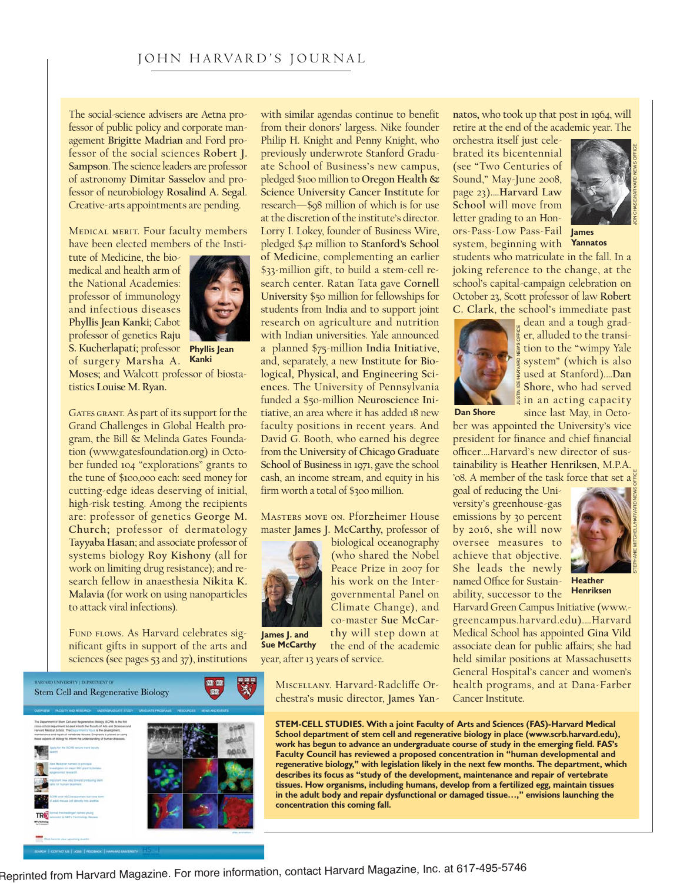The social-science advisers are Aetna professor of public policy and corporate management **Brigitte Madrian** and Ford professor of the social sciences **Robert J. Sampson**. The science leaders are professor of astronomy **Dimitar Sasselov** and professor of neurobiology **Rosalind A. Segal**. Creative-arts appointments are pending.

Medical merit. Four faculty members have been elected members of the Institute of Medicine, the biomedical and health arm of the National Academies: professor of immunology and infectious diseases **Phyllis Jean Kanki**; Cabot professor of genetics **Raju S. Kucherlapati**; professor of surgery **Marsha A. Moses**; and Walcott professor of biostatistics **Louise M. Ryan**.

**Phyllis Jean Kanki**

Gates grant. As part of its support for the Grand Challenges in Global Health program, the Bill & Melinda Gates Foundation (www.gatesfoundation.org) in October funded 104 "explorations" grants to the tune of $100,000 each: seed money for cutting-edge ideas deserving of initial, high-risk testing. Among the recipients are: professor of genetics **George M. Church**; professor of dermatology **Tayyaba Hasan**; and associate professor of systems biology **Roy Kishony** (all for work on limiting drug resistance); and research fellow in anaesthesia **Nikita K. Malavia** (for work on using nanoparticles to attack viral infections).

Fund flows. As Harvard celebrates significant gifts in support of the arts and sciences (see pages 53 and 37), institutions with similar agendas continue to benefit from their donors' largess. Nike founder Philip H. Knight and Penny Knight, who previously underwrote Stanford Graduate School of Business's new campus, pledged $100 million to **Oregon Health & Science University Cancer Institute** for research—$98 million of which is for use at the discretion of the institute's director. Lorry I. Lokey, founder of Business Wire, pledged $42 million to **Stanford's School of Medicine**, complementing an earlier $33-million gift, to build a stem-cell research center. Ratan Tata gave **Cornell University** $50 million for fellowships for students from India and to support joint research on agriculture and nutrition with Indian universities. Yale announced a planned $75-million **India Initiative**, and, separately, a new **Institute for Biological, Physical, and Engineering Sciences**. The University of Pennsylvania funded a $50-million **Neuroscience Initiative**, an area where it has added 18 new faculty positions in recent years. And David G. Booth, who earned his degree from the **University of Chicago Graduate School of Business** in 1971, gave the school cash, an income stream, and equity in his firm worth a total of $300 million.

Masters move on. Pforzheimer House master **James J. McCarthy**, professor of biological oceanography (who shared the Nobel Peace Prize in 2007 for his work on the Intergovernmental Panel on Climate Change), and co-master **Sue McCarthy** will step down at the end of the academic year, after 13 years of service.

**James J. and Sue McCarthy**

Miscellany. Harvard-Radcliffe Orchestra's music director, **James Yannatos**, who took up that post in 1964, will retire at the end of the academic year. The orchestra itself just celebrated its bicentennial (see "Two Centuries of Sound," May-June 2008, page 23)....**Harvard Law School** will move from letter grading to an Honors-Pass-Low Pass-Fail system, beginning with students who matriculate in the fall. In a joking reference to the change, at the school's capital-campaign celebration on October 23, Scott professor of law **Robert C. Clark**, the school's immediate past dean and a tough grader, alluded to the transition to the "wimpy Yale system" (which is also used at Stanford)....**Dan Shore**, who had served in an acting capacity since last May, in October was appointed the University's vice president for finance and chief financial officer....Harvard's new director of sustainability is **Heather Henriksen**, M.P.A. '08. A member of the task force that set a goal of reducing the University's greenhouse-gas emissions by 30 percent by 2016, she will now oversee measures to achieve that objective. She leads the newly named Office for Sustainability, successor to the Harvard Green Campus Initiative (www.greencampus.harvard.edu)....Harvard Medical School has appointed **Gina Vild** associate dean for public affairs; she had held similar positions at Massachusetts General Hospital's cancer and women's health programs, and at Dana-Farber Cancer Institute.

**James Yannatos**

**Dan Shore**

**Heather Henriksen**

**STEM-CELL STUDIES. With a joint Faculty of Arts and Sciences (FAS)-Harvard Medical School department of stem cell and regenerative biology in place (www.scrb.harvard.edu), work has begun to advance an undergraduate course of study in the emerging field. FAS's Faculty Council has reviewed a proposed concentration in "human developmental and regenerative biology," with legislation likely in the next few months. The department, which describes its focus as "study of the development, maintenance and repair of vertebrate tissues. How organisms, including humans, develop from a fertilized egg, maintain tissues in the adult body and repair dysfunctional or damaged tissue…," envisions launching the concentration this coming fall.**

Reprinted from Harvard Magazine. For more information, contact Harvard Magazine, Inc. at 617-495-5746